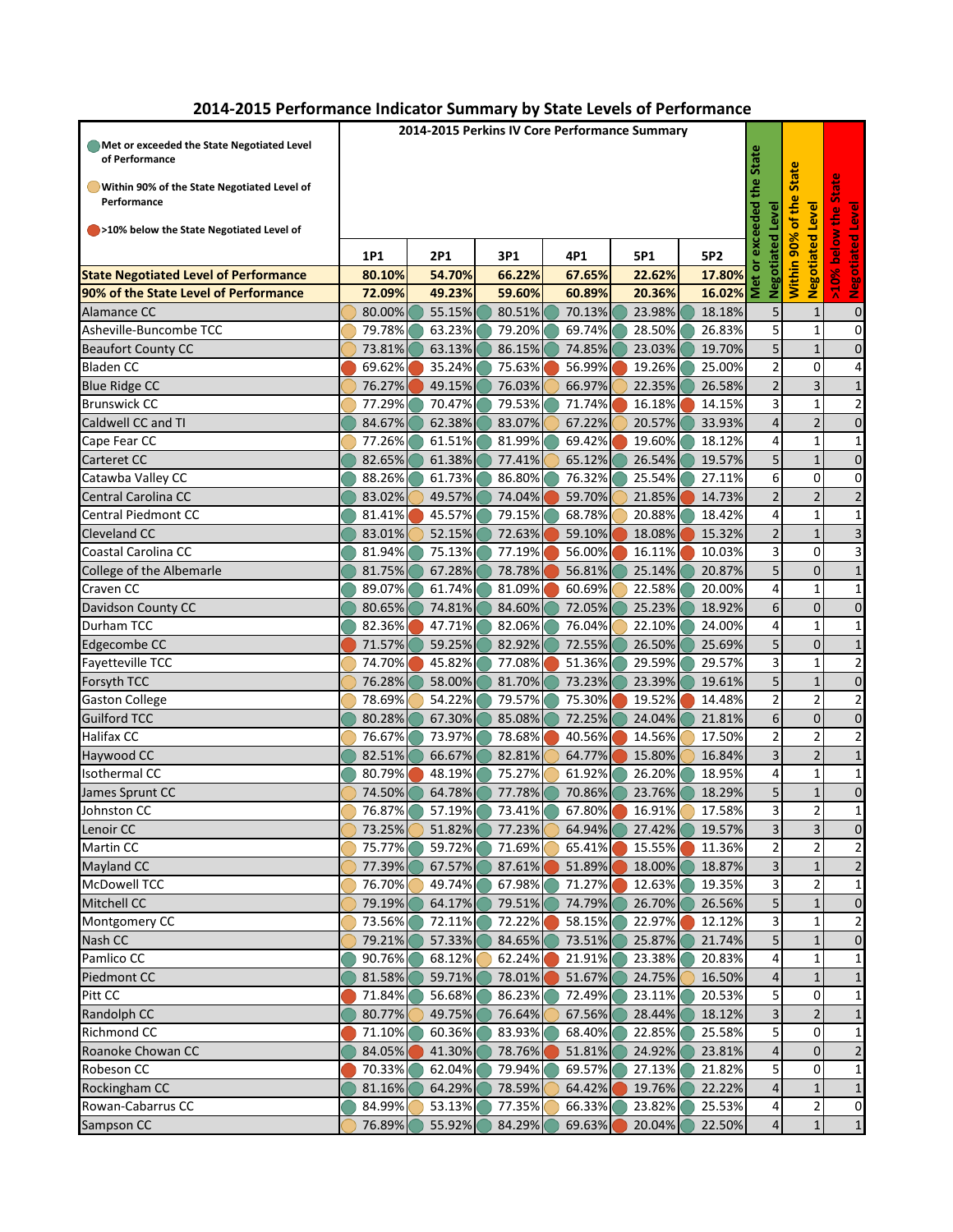# 2014-2015 Performance Indicator Summary by State Levels of Performance

Legend:
- 🟢 Met or exceeded the State Negotiated Level of Performance
- 🟡 Within 90% of the State Negotiated Level of Performance
- 🔴 >10% below the State Negotiated Level of

| | 2014-2015 Perkins IV Core Performance Summary | | | | | | Met or exceeded the State Negotiated Level | Within 90% of the State Negotiated Level | >10% below the State Negotiated Level |
|---|---|---|---|---|---|---|---|---|---|
| | 1P1 | 2P1 | 3P1 | 4P1 | 5P1 | 5P2 | | | |
| **State Negotiated Level of Performance** | **80.10%** | **54.70%** | **66.22%** | **67.65%** | **22.62%** | **17.80%** | | | |
| **90% of the State Level of Performance** | **72.09%** | **49.23%** | **59.60%** | **60.89%** | **20.36%** | **16.02%** | | | |
| Alamance CC | 🟡 80.00% | 🟢 55.15% | 🟢 80.51% | 🟢 70.13% | 🟢 23.98% | 🟢 18.18% | 5 | 1 | 0 |
| Asheville-Buncombe TCC | 🟡 79.78% | 🟢 63.23% | 🟢 79.20% | 🟢 69.74% | 🟢 28.50% | 🟢 26.83% | 5 | 1 | 0 |
| Beaufort County CC | 🟡 73.81% | 🟢 63.13% | 🟢 86.15% | 🟢 74.85% | 🟢 23.03% | 🟢 19.70% | 5 | 1 | 0 |
| Bladen CC | 🔴 69.62% | 🔴 35.24% | 🟢 75.63% | 🔴 56.99% | 🔴 19.26% | 🟢 25.00% | 2 | 0 | 4 |
| Blue Ridge CC | 🟡 76.27% | 🔴 49.15% | 🟢 76.03% | 🟡 66.97% | 🟡 22.35% | 🟢 26.58% | 2 | 3 | 1 |
| Brunswick CC | 🟡 77.29% | 🟢 70.47% | 🟢 79.53% | 🟢 71.74% | 🔴 16.18% | 🔴 14.15% | 3 | 1 | 2 |
| Caldwell CC and TI | 🟢 84.67% | 🟢 62.38% | 🟢 83.07% | 🟡 67.22% | 🟡 20.57% | 🟢 33.93% | 4 | 2 | 0 |
| Cape Fear CC | 🟡 77.26% | 🟢 61.51% | 🟢 81.99% | 🟢 69.42% | 🔴 19.60% | 🟢 18.12% | 4 | 1 | 1 |
| Carteret CC | 🟢 82.65% | 🟢 61.38% | 🟢 77.41% | 🟡 65.12% | 🟢 26.54% | 🟢 19.57% | 5 | 1 | 0 |
| Catawba Valley CC | 🟢 88.26% | 🟢 61.73% | 🟢 86.80% | 🟢 76.32% | 🟢 25.54% | 🟢 27.11% | 6 | 0 | 0 |
| Central Carolina CC | 🟢 83.02% | 🟡 49.57% | 🟢 74.04% | 🔴 59.70% | 🟡 21.85% | 🔴 14.73% | 2 | 2 | 2 |
| Central Piedmont CC | 🟢 81.41% | 🔴 45.57% | 🟢 79.15% | 🟢 68.78% | 🟡 20.88% | 🟢 18.42% | 4 | 1 | 1 |
| Cleveland CC | 🟢 83.01% | 🟡 52.15% | 🟢 72.63% | 🔴 59.10% | 🔴 18.08% | 🔴 15.32% | 2 | 1 | 3 |
| Coastal Carolina CC | 🟢 81.94% | 🟢 75.13% | 🟢 77.19% | 🔴 56.00% | 🔴 16.11% | 🔴 10.03% | 3 | 0 | 3 |
| College of the Albemarle | 🟢 81.75% | 🟢 67.28% | 🟢 78.78% | 🔴 56.81% | 🟢 25.14% | 🟢 20.87% | 5 | 0 | 1 |
| Craven CC | 🟢 89.07% | 🟢 61.74% | 🟢 81.09% | 🔴 60.69% | 🟡 22.58% | 🟢 20.00% | 4 | 1 | 1 |
| Davidson County CC | 🟢 80.65% | 🟢 74.81% | 🟢 84.60% | 🟢 72.05% | 🟢 25.23% | 🟢 18.92% | 6 | 0 | 0 |
| Durham TCC | 🟢 82.36% | 🔴 47.71% | 🟢 82.06% | 🟢 76.04% | 🟡 22.10% | 🟢 24.00% | 4 | 1 | 1 |
| Edgecombe CC | 🔴 71.57% | 🟢 59.25% | 🟢 82.92% | 🟢 72.55% | 🟢 26.50% | 🟢 25.69% | 5 | 0 | 1 |
| Fayetteville TCC | 🟡 74.70% | 🔴 45.82% | 🟢 77.08% | 🔴 51.36% | 🟢 29.59% | 🟢 29.57% | 3 | 1 | 2 |
| Forsyth TCC | 🟡 76.28% | 🟢 58.00% | 🟢 81.70% | 🟢 73.23% | 🟢 23.39% | 🟢 19.61% | 5 | 1 | 0 |
| Gaston College | 🟡 78.69% | 🟡 54.22% | 🟢 79.57% | 🟢 75.30% | 🔴 19.52% | 🔴 14.48% | 2 | 2 | 2 |
| Guilford TCC | 🟢 80.28% | 🟢 67.30% | 🟢 85.08% | 🟢 72.25% | 🟢 24.04% | 🟢 21.81% | 6 | 0 | 0 |
| Halifax CC | 🟡 76.67% | 🟢 73.97% | 🟢 78.68% | 🔴 40.56% | 🔴 14.56% | 🟡 17.50% | 2 | 2 | 2 |
| Haywood CC | 🟢 82.51% | 🟢 66.67% | 🟢 82.81% | 🟡 64.77% | 🔴 15.80% | 🟡 16.84% | 3 | 2 | 1 |
| Isothermal CC | 🟢 80.79% | 🔴 48.19% | 🟢 75.27% | 🟡 61.92% | 🟢 26.20% | 🟢 18.95% | 4 | 1 | 1 |
| James Sprunt CC | 🟡 74.50% | 🟢 64.78% | 🟢 77.78% | 🟢 70.86% | 🟢 23.76% | 🟢 18.29% | 5 | 1 | 0 |
| Johnston CC | 🟡 76.87% | 🟢 57.19% | 🟢 73.41% | 🟢 67.80% | 🔴 16.91% | 🟡 17.58% | 3 | 2 | 1 |
| Lenoir CC | 🟡 73.25% | 🟡 51.82% | 🟢 77.23% | 🟡 64.94% | 🟢 27.42% | 🟢 19.57% | 3 | 3 | 0 |
| Martin CC | 🟡 75.77% | 🟢 59.72% | 🟢 71.69% | 🟡 65.41% | 🔴 15.55% | 🔴 11.36% | 2 | 2 | 2 |
| Mayland CC | 🟡 77.39% | 🟢 67.57% | 🟢 87.61% | 🔴 51.89% | 🔴 18.00% | 🟢 18.87% | 3 | 1 | 2 |
| McDowell TCC | 🟡 76.70% | 🟡 49.74% | 🟢 67.98% | 🟢 71.27% | 🔴 12.63% | 🟢 19.35% | 3 | 2 | 1 |
| Mitchell CC | 🟡 79.19% | 🟢 64.17% | 🟢 79.51% | 🟢 74.79% | 🟢 26.70% | 🟢 26.56% | 5 | 1 | 0 |
| Montgomery CC | 🟡 73.56% | 🟢 72.11% | 🟢 72.22% | 🔴 58.15% | 🟢 22.97% | 🔴 12.12% | 3 | 1 | 2 |
| Nash CC | 🟡 79.21% | 🟢 57.33% | 🟢 84.65% | 🟢 73.51% | 🟢 25.87% | 🟢 21.74% | 5 | 1 | 0 |
| Pamlico CC | 🟢 90.76% | 🟢 68.12% | 🟡 62.24% | 🔴 21.91% | 🟢 23.38% | 🟢 20.83% | 4 | 1 | 1 |
| Piedmont CC | 🟢 81.58% | 🟢 59.71% | 🟢 78.01% | 🔴 51.67% | 🟢 24.75% | 🟡 16.50% | 4 | 1 | 1 |
| Pitt CC | 🔴 71.84% | 🟢 56.68% | 🟢 86.23% | 🟢 72.49% | 🟢 23.11% | 🟢 20.53% | 5 | 0 | 1 |
| Randolph CC | 🟢 80.77% | 🟡 49.75% | 🟢 76.64% | 🟡 67.56% | 🟢 28.44% | 🟢 18.12% | 3 | 2 | 1 |
| Richmond CC | 🔴 71.10% | 🟢 60.36% | 🟢 83.93% | 🟢 68.40% | 🟢 22.85% | 🟢 25.58% | 5 | 0 | 1 |
| Roanoke Chowan CC | 🟢 84.05% | 🔴 41.30% | 🟢 78.76% | 🔴 51.81% | 🟢 24.92% | 🟢 23.81% | 4 | 0 | 2 |
| Robeson CC | 🔴 70.33% | 🟢 62.04% | 🟢 79.94% | 🟢 69.57% | 🟢 27.13% | 🟢 21.82% | 5 | 0 | 1 |
| Rockingham CC | 🟢 81.16% | 🟢 64.29% | 🟢 78.59% | 🟡 64.42% | 🔴 19.76% | 🟢 22.22% | 4 | 1 | 1 |
| Rowan-Cabarrus CC | 🟢 84.99% | 🟡 53.13% | 🟢 77.35% | 🟡 66.33% | 🟢 23.82% | 🟢 25.53% | 4 | 2 | 0 |
| Sampson CC | 🟡 76.89% | 🟢 55.92% | 🟢 84.29% | 🟢 69.63% | 🔴 20.04% | 🟢 22.50% | 4 | 1 | 1 |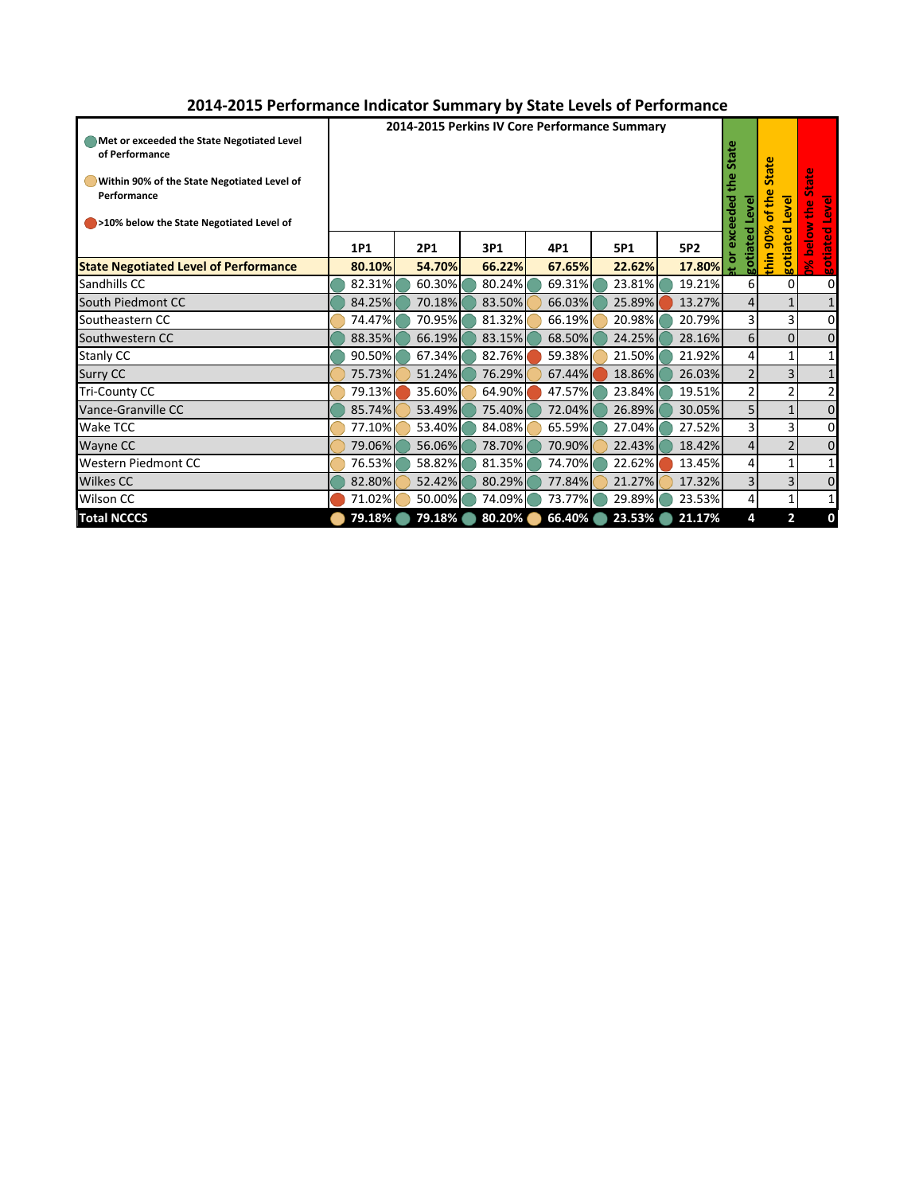# 2014-2015 Performance Indicator Summary by State Levels of Performance

Met or exceeded the State Negotiated Level of Performance

Within 90% of the State Negotiated Level of Performance

>10% below the State Negotiated Level of

| | 2014-2015 Perkins IV Core Performance Summary | | | | | | Met or exceeded the State Negotiated Level | Within 90% of the State Negotiated Level | >10% below the State Negotiated Level |
|---|---|---|---|---|---|---|---|---|---|
| | 1P1 | 2P1 | 3P1 | 4P1 | 5P1 | 5P2 | | | |
| **State Negotiated Level of Performance** | **80.10%** | **54.70%** | **66.22%** | **67.65%** | **22.62%** | **17.80%** | | | |
| Sandhills CC | 82.31% | 60.30% | 80.24% | 69.31% | 23.81% | 19.21% | 6 | 0 | 0 |
| South Piedmont CC | 84.25% | 70.18% | 83.50% | 66.03% | 25.89% | 13.27% | 4 | 1 | 1 |
| Southeastern CC | 74.47% | 70.95% | 81.32% | 66.19% | 20.98% | 20.79% | 3 | 3 | 0 |
| Southwestern CC | 88.35% | 66.19% | 83.15% | 68.50% | 24.25% | 28.16% | 6 | 0 | 0 |
| Stanly CC | 90.50% | 67.34% | 82.76% | 59.38% | 21.50% | 21.92% | 4 | 1 | 1 |
| Surry CC | 75.73% | 51.24% | 76.29% | 67.44% | 18.86% | 26.03% | 2 | 3 | 1 |
| Tri-County CC | 79.13% | 35.60% | 64.90% | 47.57% | 23.84% | 19.51% | 2 | 2 | 2 |
| Vance-Granville CC | 85.74% | 53.49% | 75.40% | 72.04% | 26.89% | 30.05% | 5 | 1 | 0 |
| Wake TCC | 77.10% | 53.40% | 84.08% | 65.59% | 27.04% | 27.52% | 3 | 3 | 0 |
| Wayne CC | 79.06% | 56.06% | 78.70% | 70.90% | 22.43% | 18.42% | 4 | 2 | 0 |
| Western Piedmont CC | 76.53% | 58.82% | 81.35% | 74.70% | 22.62% | 13.45% | 4 | 1 | 1 |
| Wilkes CC | 82.80% | 52.42% | 80.29% | 77.84% | 21.27% | 17.32% | 3 | 3 | 0 |
| Wilson CC | 71.02% | 50.00% | 74.09% | 73.77% | 29.89% | 23.53% | 4 | 1 | 1 |
| **Total NCCCS** | **79.18%** | **79.18%** | **80.20%** | **66.40%** | **23.53%** | **21.17%** | **4** | **2** | **0** |